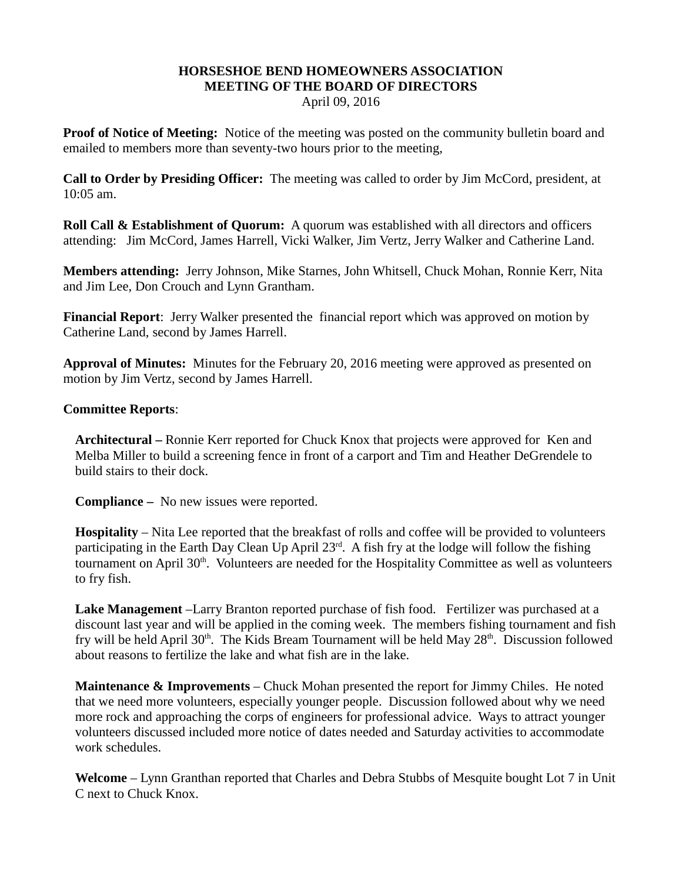**HORSESHOE BEND HOMEOWNERS ASSOCIATION**
**MEETING OF THE BOARD OF DIRECTORS**
April 09, 2016

**Proof of Notice of Meeting:** Notice of the meeting was posted on the community bulletin board and emailed to members more than seventy-two hours prior to the meeting,

**Call to Order by Presiding Officer:** The meeting was called to order by Jim McCord, president, at 10:05 am.

**Roll Call & Establishment of Quorum:** A quorum was established with all directors and officers attending: Jim McCord, James Harrell, Vicki Walker, Jim Vertz, Jerry Walker and Catherine Land.

**Members attending:** Jerry Johnson, Mike Starnes, John Whitsell, Chuck Mohan, Ronnie Kerr, Nita and Jim Lee, Don Crouch and Lynn Grantham.

**Financial Report**: Jerry Walker presented the financial report which was approved on motion by Catherine Land, second by James Harrell.

**Approval of Minutes:** Minutes for the February 20, 2016 meeting were approved as presented on motion by Jim Vertz, second by James Harrell.

**Committee Reports**:

**Architectural –** Ronnie Kerr reported for Chuck Knox that projects were approved for Ken and Melba Miller to build a screening fence in front of a carport and Tim and Heather DeGrendele to build stairs to their dock.

**Compliance –** No new issues were reported.

**Hospitality** – Nita Lee reported that the breakfast of rolls and coffee will be provided to volunteers participating in the Earth Day Clean Up April 23rd. A fish fry at the lodge will follow the fishing tournament on April 30th. Volunteers are needed for the Hospitality Committee as well as volunteers to fry fish.

**Lake Management** –Larry Branton reported purchase of fish food. Fertilizer was purchased at a discount last year and will be applied in the coming week. The members fishing tournament and fish fry will be held April 30th. The Kids Bream Tournament will be held May 28th. Discussion followed about reasons to fertilize the lake and what fish are in the lake.

**Maintenance & Improvements** – Chuck Mohan presented the report for Jimmy Chiles. He noted that we need more volunteers, especially younger people. Discussion followed about why we need more rock and approaching the corps of engineers for professional advice. Ways to attract younger volunteers discussed included more notice of dates needed and Saturday activities to accommodate work schedules.

**Welcome** – Lynn Granthan reported that Charles and Debra Stubbs of Mesquite bought Lot 7 in Unit C next to Chuck Knox.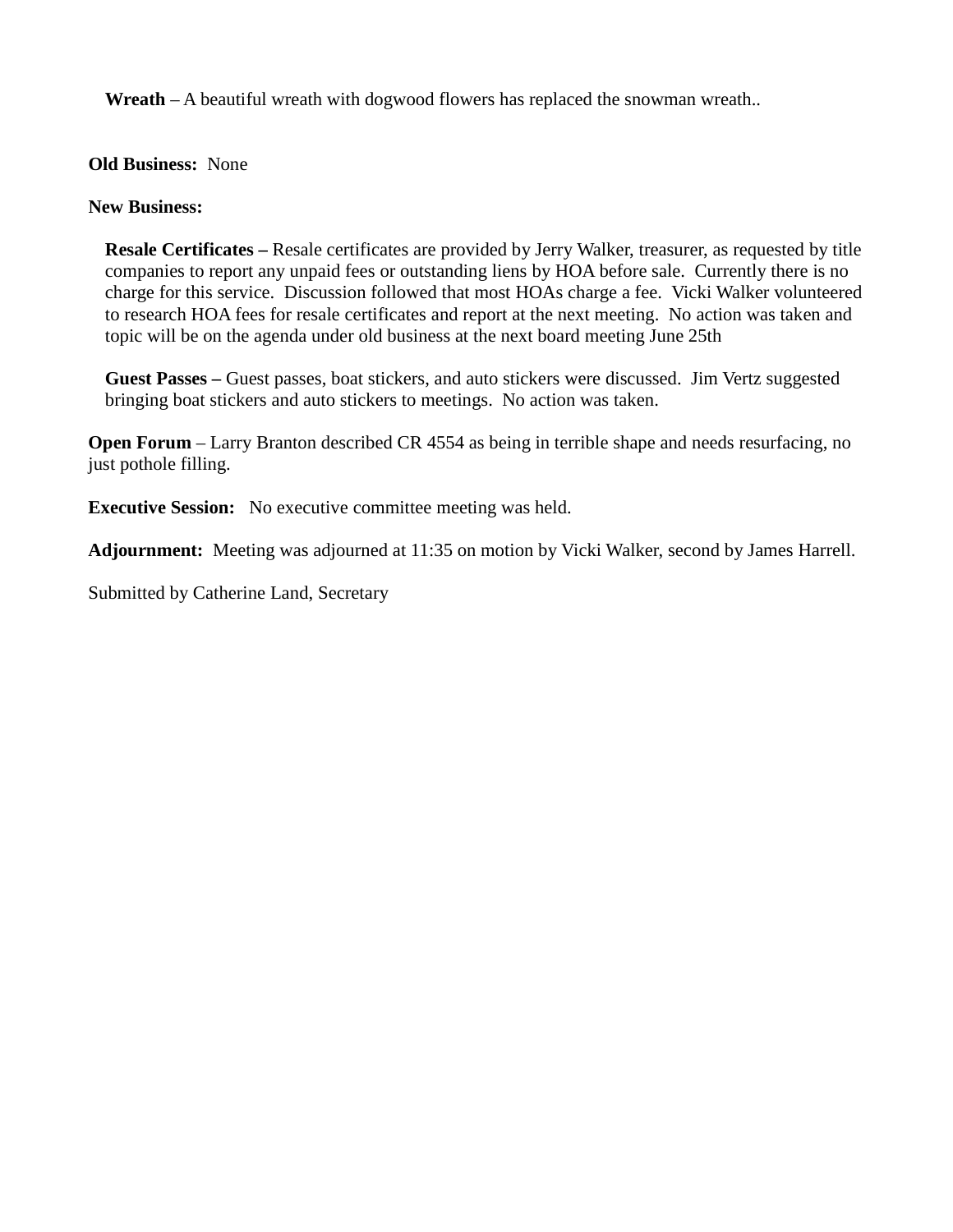**Wreath** – A beautiful wreath with dogwood flowers has replaced the snowman wreath..

**Old Business:** None

**New Business:**

**Resale Certificates –** Resale certificates are provided by Jerry Walker, treasurer, as requested by title companies to report any unpaid fees or outstanding liens by HOA before sale. Currently there is no charge for this service. Discussion followed that most HOAs charge a fee. Vicki Walker volunteered to research HOA fees for resale certificates and report at the next meeting. No action was taken and topic will be on the agenda under old business at the next board meeting June 25th

**Guest Passes –** Guest passes, boat stickers, and auto stickers were discussed. Jim Vertz suggested bringing boat stickers and auto stickers to meetings. No action was taken.

**Open Forum** – Larry Branton described CR 4554 as being in terrible shape and needs resurfacing, no just pothole filling.

**Executive Session:** No executive committee meeting was held.

**Adjournment:** Meeting was adjourned at 11:35 on motion by Vicki Walker, second by James Harrell.

Submitted by Catherine Land, Secretary